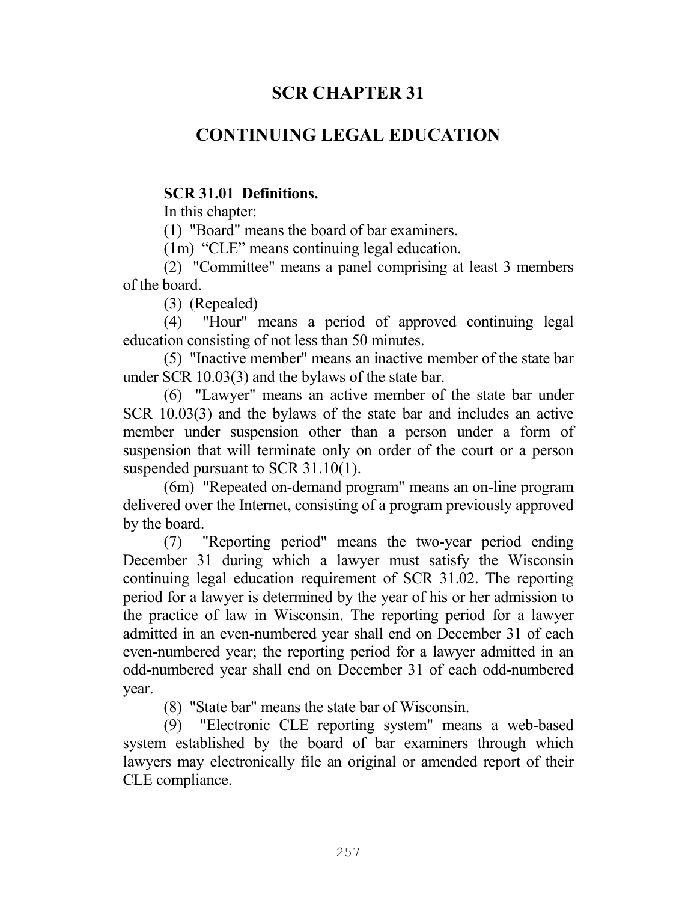# SCR CHAPTER 31

# CONTINUING LEGAL EDUCATION

**SCR 31.01 Definitions.**

In this chapter:

(1) "Board" means the board of bar examiners.

(1m) "CLE" means continuing legal education.

(2) "Committee" means a panel comprising at least 3 members of the board.

(3) (Repealed)

(4) "Hour" means a period of approved continuing legal education consisting of not less than 50 minutes.

(5) "Inactive member" means an inactive member of the state bar under SCR 10.03(3) and the bylaws of the state bar.

(6) "Lawyer" means an active member of the state bar under SCR 10.03(3) and the bylaws of the state bar and includes an active member under suspension other than a person under a form of suspension that will terminate only on order of the court or a person suspended pursuant to SCR 31.10(1).

(6m) "Repeated on-demand program" means an on-line program delivered over the Internet, consisting of a program previously approved by the board.

(7) "Reporting period" means the two-year period ending December 31 during which a lawyer must satisfy the Wisconsin continuing legal education requirement of SCR 31.02. The reporting period for a lawyer is determined by the year of his or her admission to the practice of law in Wisconsin. The reporting period for a lawyer admitted in an even-numbered year shall end on December 31 of each even-numbered year; the reporting period for a lawyer admitted in an odd-numbered year shall end on December 31 of each odd-numbered year.

(8) "State bar" means the state bar of Wisconsin.

(9) "Electronic CLE reporting system" means a web-based system established by the board of bar examiners through which lawyers may electronically file an original or amended report of their CLE compliance.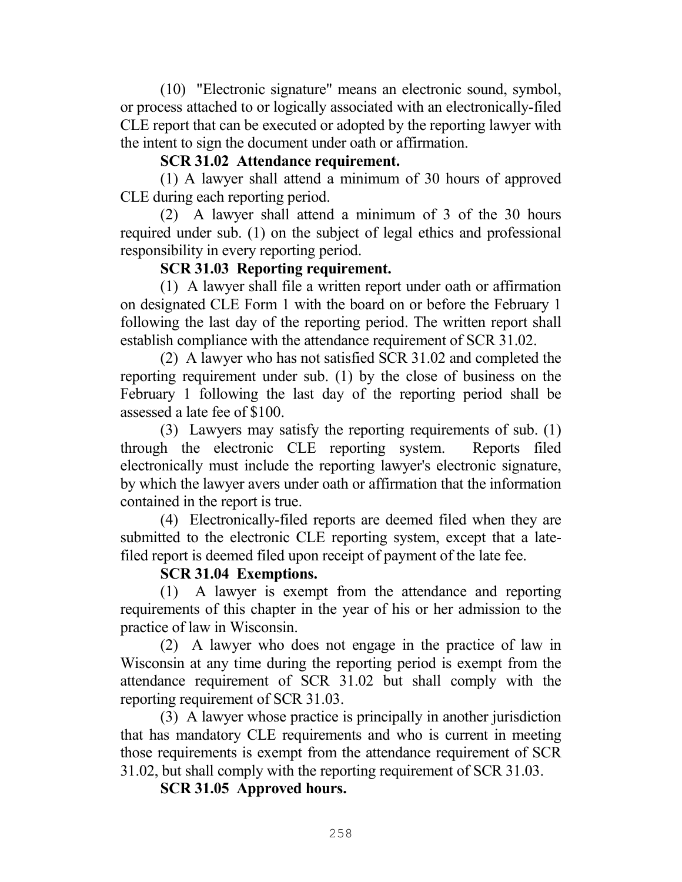(10) "Electronic signature" means an electronic sound, symbol, or process attached to or logically associated with an electronically-filed CLE report that can be executed or adopted by the reporting lawyer with the intent to sign the document under oath or affirmation.

**SCR 31.02 Attendance requirement.**

(1) A lawyer shall attend a minimum of 30 hours of approved CLE during each reporting period.

(2) A lawyer shall attend a minimum of 3 of the 30 hours required under sub. (1) on the subject of legal ethics and professional responsibility in every reporting period.

**SCR 31.03 Reporting requirement.**

(1) A lawyer shall file a written report under oath or affirmation on designated CLE Form 1 with the board on or before the February 1 following the last day of the reporting period. The written report shall establish compliance with the attendance requirement of SCR 31.02.

(2) A lawyer who has not satisfied SCR 31.02 and completed the reporting requirement under sub. (1) by the close of business on the February 1 following the last day of the reporting period shall be assessed a late fee of $100.

(3) Lawyers may satisfy the reporting requirements of sub. (1) through the electronic CLE reporting system. Reports filed electronically must include the reporting lawyer's electronic signature, by which the lawyer avers under oath or affirmation that the information contained in the report is true.

(4) Electronically-filed reports are deemed filed when they are submitted to the electronic CLE reporting system, except that a late-filed report is deemed filed upon receipt of payment of the late fee.

**SCR 31.04 Exemptions.**

(1) A lawyer is exempt from the attendance and reporting requirements of this chapter in the year of his or her admission to the practice of law in Wisconsin.

(2) A lawyer who does not engage in the practice of law in Wisconsin at any time during the reporting period is exempt from the attendance requirement of SCR 31.02 but shall comply with the reporting requirement of SCR 31.03.

(3) A lawyer whose practice is principally in another jurisdiction that has mandatory CLE requirements and who is current in meeting those requirements is exempt from the attendance requirement of SCR 31.02, but shall comply with the reporting requirement of SCR 31.03.

**SCR 31.05 Approved hours.**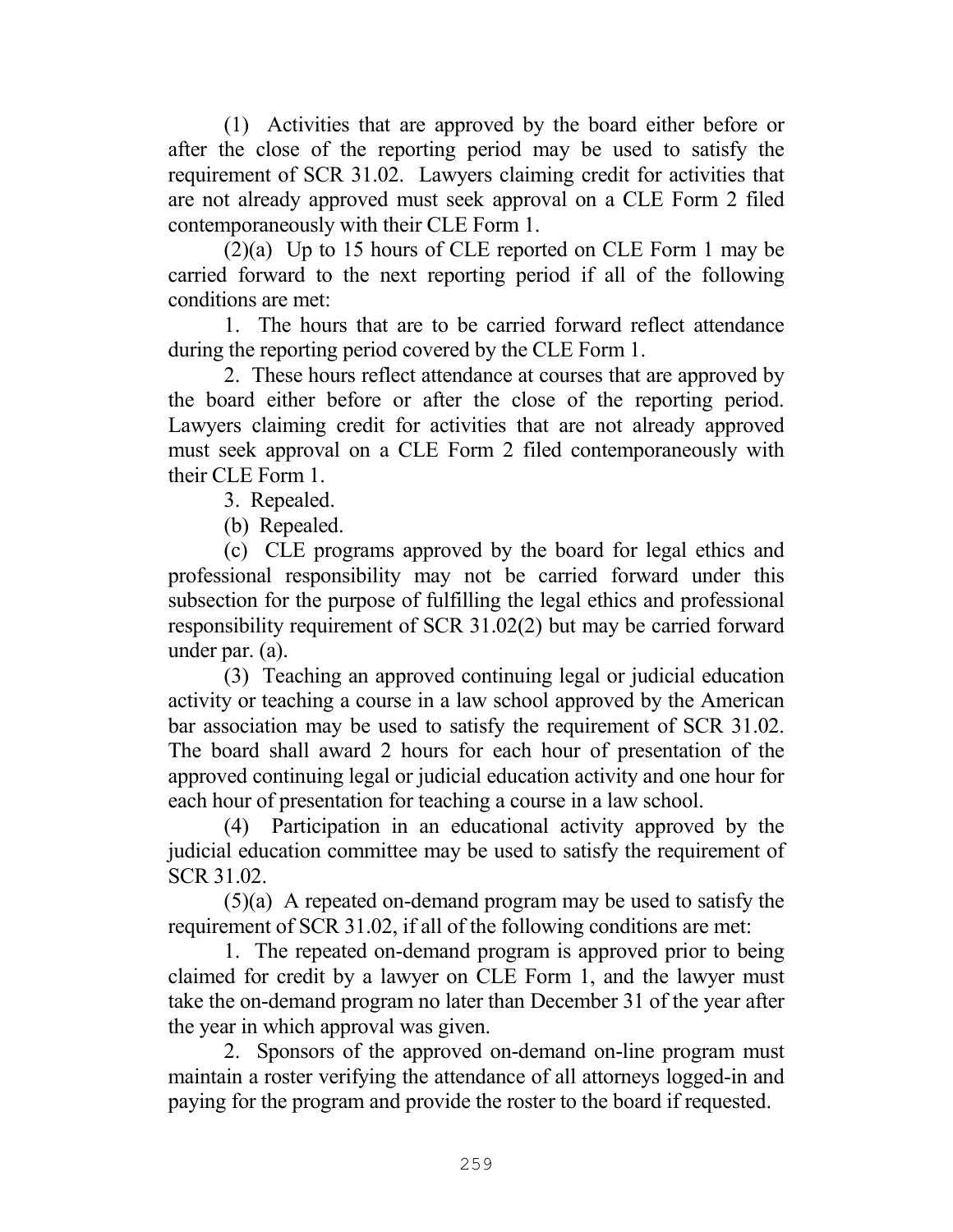(1) Activities that are approved by the board either before or after the close of the reporting period may be used to satisfy the requirement of SCR 31.02. Lawyers claiming credit for activities that are not already approved must seek approval on a CLE Form 2 filed contemporaneously with their CLE Form 1.

(2)(a) Up to 15 hours of CLE reported on CLE Form 1 may be carried forward to the next reporting period if all of the following conditions are met:

1. The hours that are to be carried forward reflect attendance during the reporting period covered by the CLE Form 1.

2. These hours reflect attendance at courses that are approved by the board either before or after the close of the reporting period. Lawyers claiming credit for activities that are not already approved must seek approval on a CLE Form 2 filed contemporaneously with their CLE Form 1.

3. Repealed.

(b) Repealed.

(c) CLE programs approved by the board for legal ethics and professional responsibility may not be carried forward under this subsection for the purpose of fulfilling the legal ethics and professional responsibility requirement of SCR 31.02(2) but may be carried forward under par. (a).

(3) Teaching an approved continuing legal or judicial education activity or teaching a course in a law school approved by the American bar association may be used to satisfy the requirement of SCR 31.02. The board shall award 2 hours for each hour of presentation of the approved continuing legal or judicial education activity and one hour for each hour of presentation for teaching a course in a law school.

(4) Participation in an educational activity approved by the judicial education committee may be used to satisfy the requirement of SCR 31.02.

(5)(a) A repeated on-demand program may be used to satisfy the requirement of SCR 31.02, if all of the following conditions are met:

1. The repeated on-demand program is approved prior to being claimed for credit by a lawyer on CLE Form 1, and the lawyer must take the on-demand program no later than December 31 of the year after the year in which approval was given.

2. Sponsors of the approved on-demand on-line program must maintain a roster verifying the attendance of all attorneys logged-in and paying for the program and provide the roster to the board if requested.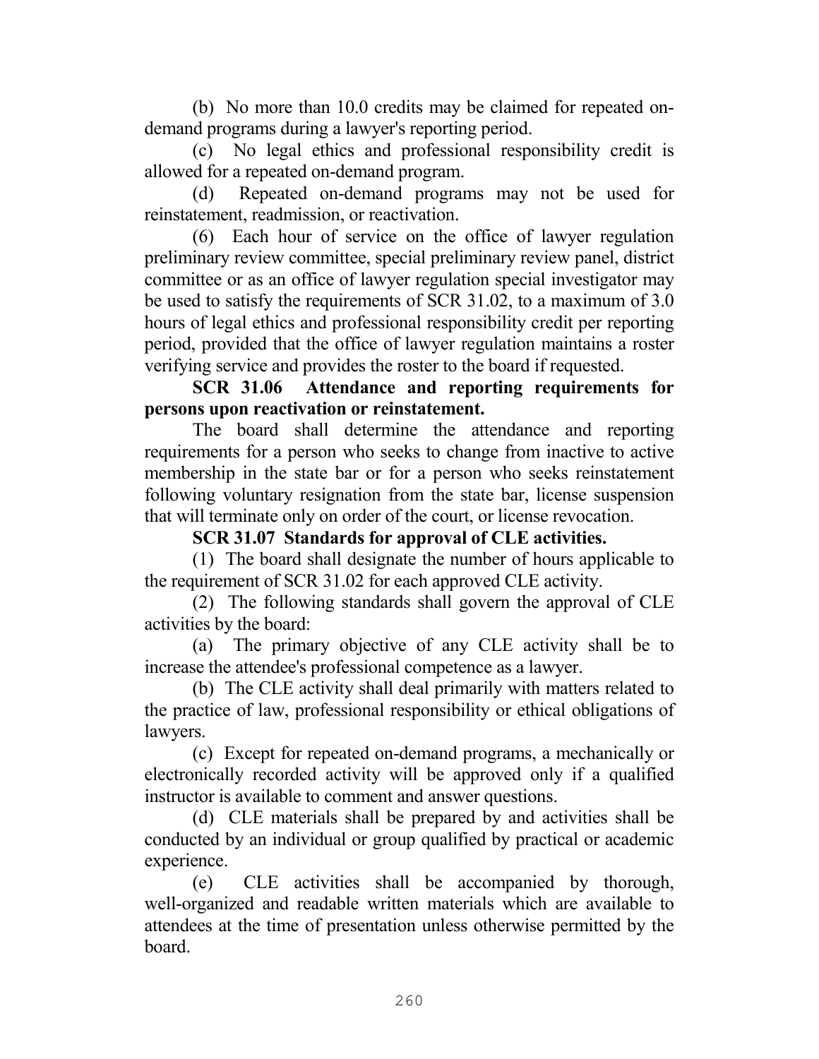(b) No more than 10.0 credits may be claimed for repeated on-demand programs during a lawyer's reporting period.

(c) No legal ethics and professional responsibility credit is allowed for a repeated on-demand program.

(d) Repeated on-demand programs may not be used for reinstatement, readmission, or reactivation.

(6) Each hour of service on the office of lawyer regulation preliminary review committee, special preliminary review panel, district committee or as an office of lawyer regulation special investigator may be used to satisfy the requirements of SCR 31.02, to a maximum of 3.0 hours of legal ethics and professional responsibility credit per reporting period, provided that the office of lawyer regulation maintains a roster verifying service and provides the roster to the board if requested.

**SCR 31.06 Attendance and reporting requirements for persons upon reactivation or reinstatement.**

The board shall determine the attendance and reporting requirements for a person who seeks to change from inactive to active membership in the state bar or for a person who seeks reinstatement following voluntary resignation from the state bar, license suspension that will terminate only on order of the court, or license revocation.

**SCR 31.07 Standards for approval of CLE activities.**

(1) The board shall designate the number of hours applicable to the requirement of SCR 31.02 for each approved CLE activity.

(2) The following standards shall govern the approval of CLE activities by the board:

(a) The primary objective of any CLE activity shall be to increase the attendee's professional competence as a lawyer.

(b) The CLE activity shall deal primarily with matters related to the practice of law, professional responsibility or ethical obligations of lawyers.

(c) Except for repeated on-demand programs, a mechanically or electronically recorded activity will be approved only if a qualified instructor is available to comment and answer questions.

(d) CLE materials shall be prepared by and activities shall be conducted by an individual or group qualified by practical or academic experience.

(e) CLE activities shall be accompanied by thorough, well-organized and readable written materials which are available to attendees at the time of presentation unless otherwise permitted by the board.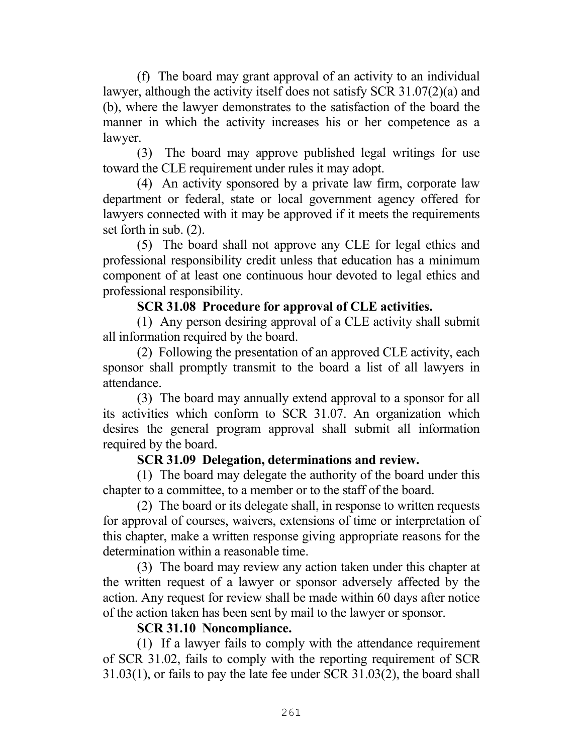(f) The board may grant approval of an activity to an individual lawyer, although the activity itself does not satisfy SCR 31.07(2)(a) and (b), where the lawyer demonstrates to the satisfaction of the board the manner in which the activity increases his or her competence as a lawyer.

(3) The board may approve published legal writings for use toward the CLE requirement under rules it may adopt.

(4) An activity sponsored by a private law firm, corporate law department or federal, state or local government agency offered for lawyers connected with it may be approved if it meets the requirements set forth in sub. (2).

(5) The board shall not approve any CLE for legal ethics and professional responsibility credit unless that education has a minimum component of at least one continuous hour devoted to legal ethics and professional responsibility.

**SCR 31.08 Procedure for approval of CLE activities.**

(1) Any person desiring approval of a CLE activity shall submit all information required by the board.

(2) Following the presentation of an approved CLE activity, each sponsor shall promptly transmit to the board a list of all lawyers in attendance.

(3) The board may annually extend approval to a sponsor for all its activities which conform to SCR 31.07. An organization which desires the general program approval shall submit all information required by the board.

**SCR 31.09 Delegation, determinations and review.**

(1) The board may delegate the authority of the board under this chapter to a committee, to a member or to the staff of the board.

(2) The board or its delegate shall, in response to written requests for approval of courses, waivers, extensions of time or interpretation of this chapter, make a written response giving appropriate reasons for the determination within a reasonable time.

(3) The board may review any action taken under this chapter at the written request of a lawyer or sponsor adversely affected by the action. Any request for review shall be made within 60 days after notice of the action taken has been sent by mail to the lawyer or sponsor.

**SCR 31.10 Noncompliance.**

(1) If a lawyer fails to comply with the attendance requirement of SCR 31.02, fails to comply with the reporting requirement of SCR 31.03(1), or fails to pay the late fee under SCR 31.03(2), the board shall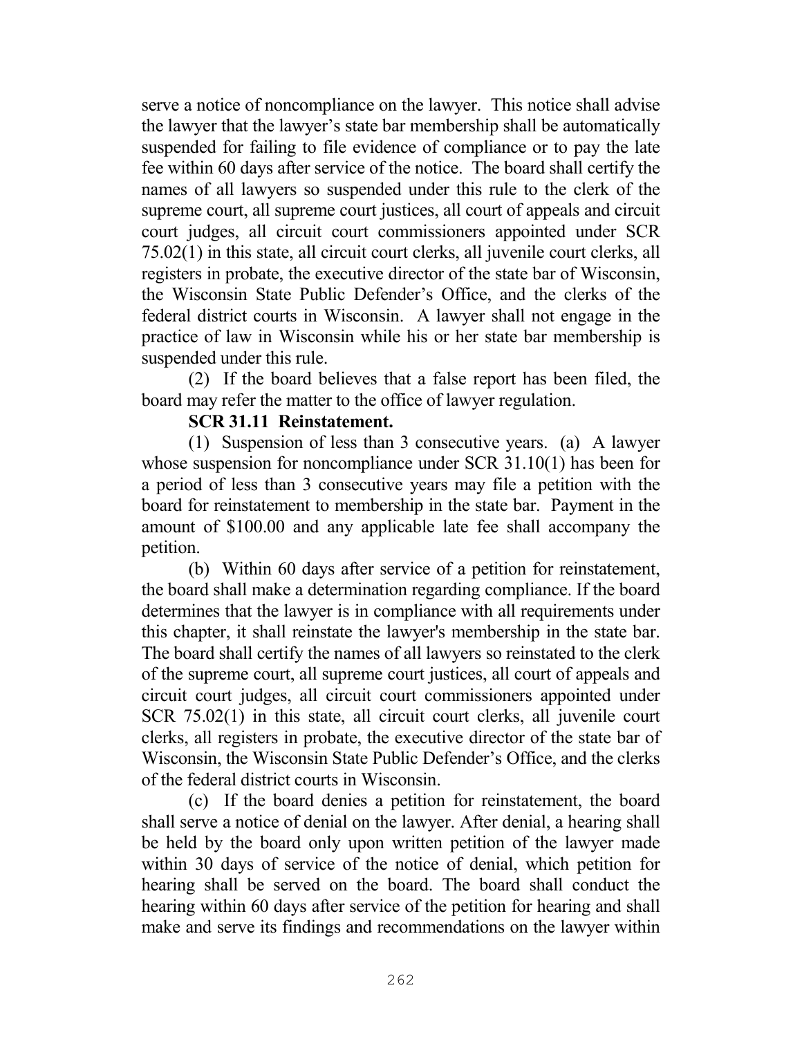serve a notice of noncompliance on the lawyer. This notice shall advise the lawyer that the lawyer's state bar membership shall be automatically suspended for failing to file evidence of compliance or to pay the late fee within 60 days after service of the notice. The board shall certify the names of all lawyers so suspended under this rule to the clerk of the supreme court, all supreme court justices, all court of appeals and circuit court judges, all circuit court commissioners appointed under SCR 75.02(1) in this state, all circuit court clerks, all juvenile court clerks, all registers in probate, the executive director of the state bar of Wisconsin, the Wisconsin State Public Defender's Office, and the clerks of the federal district courts in Wisconsin. A lawyer shall not engage in the practice of law in Wisconsin while his or her state bar membership is suspended under this rule.

(2) If the board believes that a false report has been filed, the board may refer the matter to the office of lawyer regulation.

**SCR 31.11 Reinstatement.**

(1) Suspension of less than 3 consecutive years. (a) A lawyer whose suspension for noncompliance under SCR 31.10(1) has been for a period of less than 3 consecutive years may file a petition with the board for reinstatement to membership in the state bar. Payment in the amount of $100.00 and any applicable late fee shall accompany the petition.

(b) Within 60 days after service of a petition for reinstatement, the board shall make a determination regarding compliance. If the board determines that the lawyer is in compliance with all requirements under this chapter, it shall reinstate the lawyer's membership in the state bar. The board shall certify the names of all lawyers so reinstated to the clerk of the supreme court, all supreme court justices, all court of appeals and circuit court judges, all circuit court commissioners appointed under SCR 75.02(1) in this state, all circuit court clerks, all juvenile court clerks, all registers in probate, the executive director of the state bar of Wisconsin, the Wisconsin State Public Defender's Office, and the clerks of the federal district courts in Wisconsin.

(c) If the board denies a petition for reinstatement, the board shall serve a notice of denial on the lawyer. After denial, a hearing shall be held by the board only upon written petition of the lawyer made within 30 days of service of the notice of denial, which petition for hearing shall be served on the board. The board shall conduct the hearing within 60 days after service of the petition for hearing and shall make and serve its findings and recommendations on the lawyer within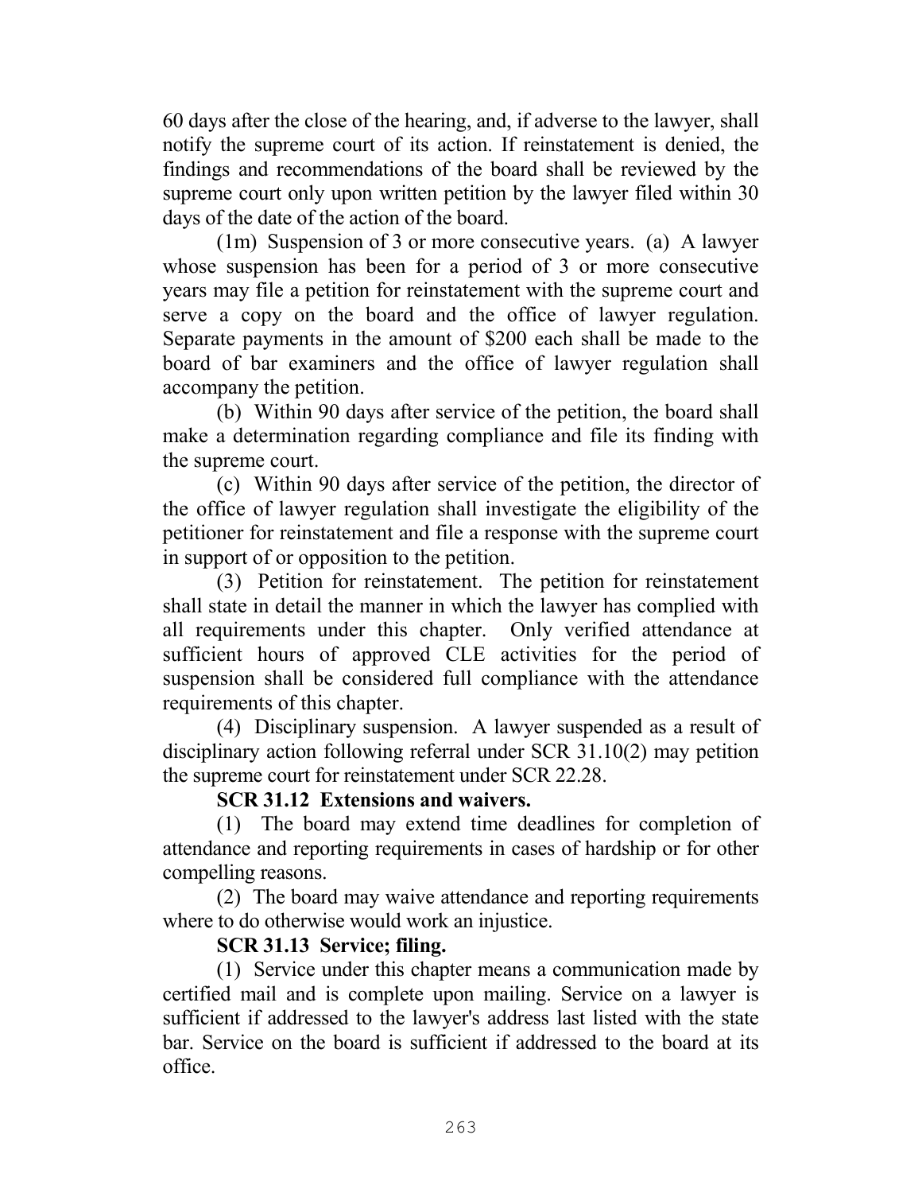60 days after the close of the hearing, and, if adverse to the lawyer, shall notify the supreme court of its action. If reinstatement is denied, the findings and recommendations of the board shall be reviewed by the supreme court only upon written petition by the lawyer filed within 30 days of the date of the action of the board.

(1m) Suspension of 3 or more consecutive years. (a) A lawyer whose suspension has been for a period of 3 or more consecutive years may file a petition for reinstatement with the supreme court and serve a copy on the board and the office of lawyer regulation. Separate payments in the amount of $200 each shall be made to the board of bar examiners and the office of lawyer regulation shall accompany the petition.

(b) Within 90 days after service of the petition, the board shall make a determination regarding compliance and file its finding with the supreme court.

(c) Within 90 days after service of the petition, the director of the office of lawyer regulation shall investigate the eligibility of the petitioner for reinstatement and file a response with the supreme court in support of or opposition to the petition.

(3) Petition for reinstatement. The petition for reinstatement shall state in detail the manner in which the lawyer has complied with all requirements under this chapter. Only verified attendance at sufficient hours of approved CLE activities for the period of suspension shall be considered full compliance with the attendance requirements of this chapter.

(4) Disciplinary suspension. A lawyer suspended as a result of disciplinary action following referral under SCR 31.10(2) may petition the supreme court for reinstatement under SCR 22.28.

**SCR 31.12 Extensions and waivers.**

(1) The board may extend time deadlines for completion of attendance and reporting requirements in cases of hardship or for other compelling reasons.

(2) The board may waive attendance and reporting requirements where to do otherwise would work an injustice.

**SCR 31.13 Service; filing.**

(1) Service under this chapter means a communication made by certified mail and is complete upon mailing. Service on a lawyer is sufficient if addressed to the lawyer's address last listed with the state bar. Service on the board is sufficient if addressed to the board at its office.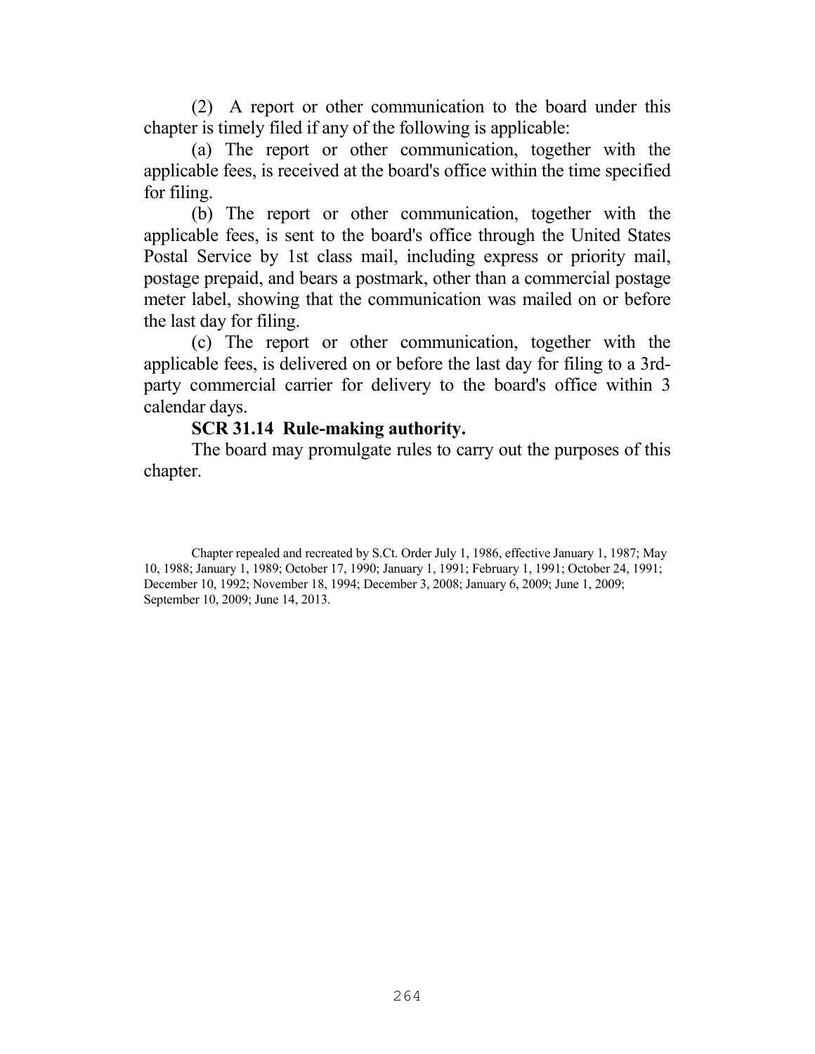(2) A report or other communication to the board under this chapter is timely filed if any of the following is applicable:

(a) The report or other communication, together with the applicable fees, is received at the board's office within the time specified for filing.

(b) The report or other communication, together with the applicable fees, is sent to the board's office through the United States Postal Service by 1st class mail, including express or priority mail, postage prepaid, and bears a postmark, other than a commercial postage meter label, showing that the communication was mailed on or before the last day for filing.

(c) The report or other communication, together with the applicable fees, is delivered on or before the last day for filing to a 3rd-party commercial carrier for delivery to the board's office within 3 calendar days.

**SCR 31.14 Rule-making authority.**

The board may promulgate rules to carry out the purposes of this chapter.

Chapter repealed and recreated by S.Ct. Order July 1, 1986, effective January 1, 1987; May 10, 1988; January 1, 1989; October 17, 1990; January 1, 1991; February 1, 1991; October 24, 1991; December 10, 1992; November 18, 1994; December 3, 2008; January 6, 2009; June 1, 2009; September 10, 2009; June 14, 2013.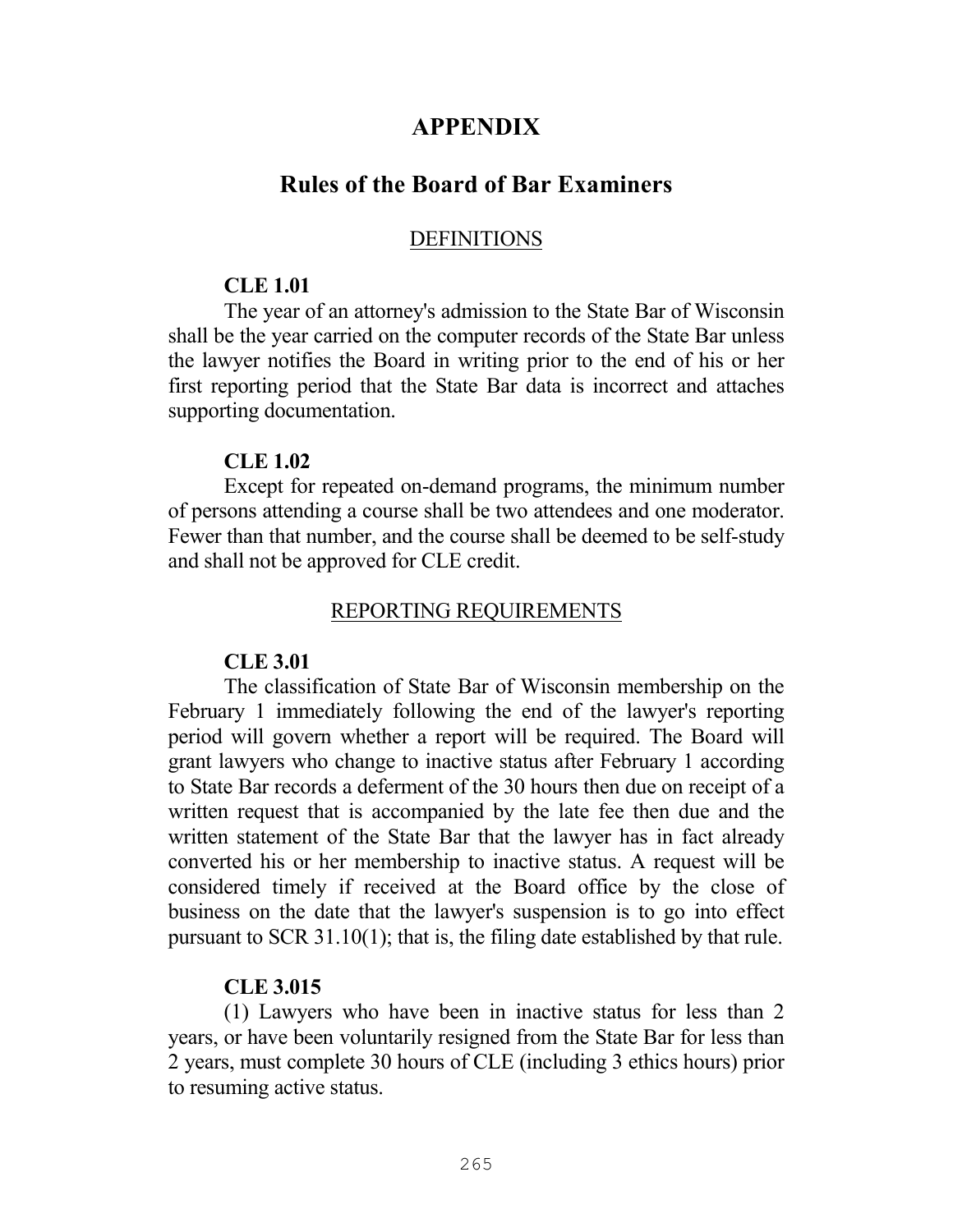# APPENDIX

## Rules of the Board of Bar Examiners

DEFINITIONS

**CLE 1.01**

The year of an attorney's admission to the State Bar of Wisconsin shall be the year carried on the computer records of the State Bar unless the lawyer notifies the Board in writing prior to the end of his or her first reporting period that the State Bar data is incorrect and attaches supporting documentation.

**CLE 1.02**

Except for repeated on-demand programs, the minimum number of persons attending a course shall be two attendees and one moderator. Fewer than that number, and the course shall be deemed to be self-study and shall not be approved for CLE credit.

REPORTING REQUIREMENTS

**CLE 3.01**

The classification of State Bar of Wisconsin membership on the February 1 immediately following the end of the lawyer's reporting period will govern whether a report will be required. The Board will grant lawyers who change to inactive status after February 1 according to State Bar records a deferment of the 30 hours then due on receipt of a written request that is accompanied by the late fee then due and the written statement of the State Bar that the lawyer has in fact already converted his or her membership to inactive status. A request will be considered timely if received at the Board office by the close of business on the date that the lawyer's suspension is to go into effect pursuant to SCR 31.10(1); that is, the filing date established by that rule.

**CLE 3.015**

(1) Lawyers who have been in inactive status for less than 2 years, or have been voluntarily resigned from the State Bar for less than 2 years, must complete 30 hours of CLE (including 3 ethics hours) prior to resuming active status.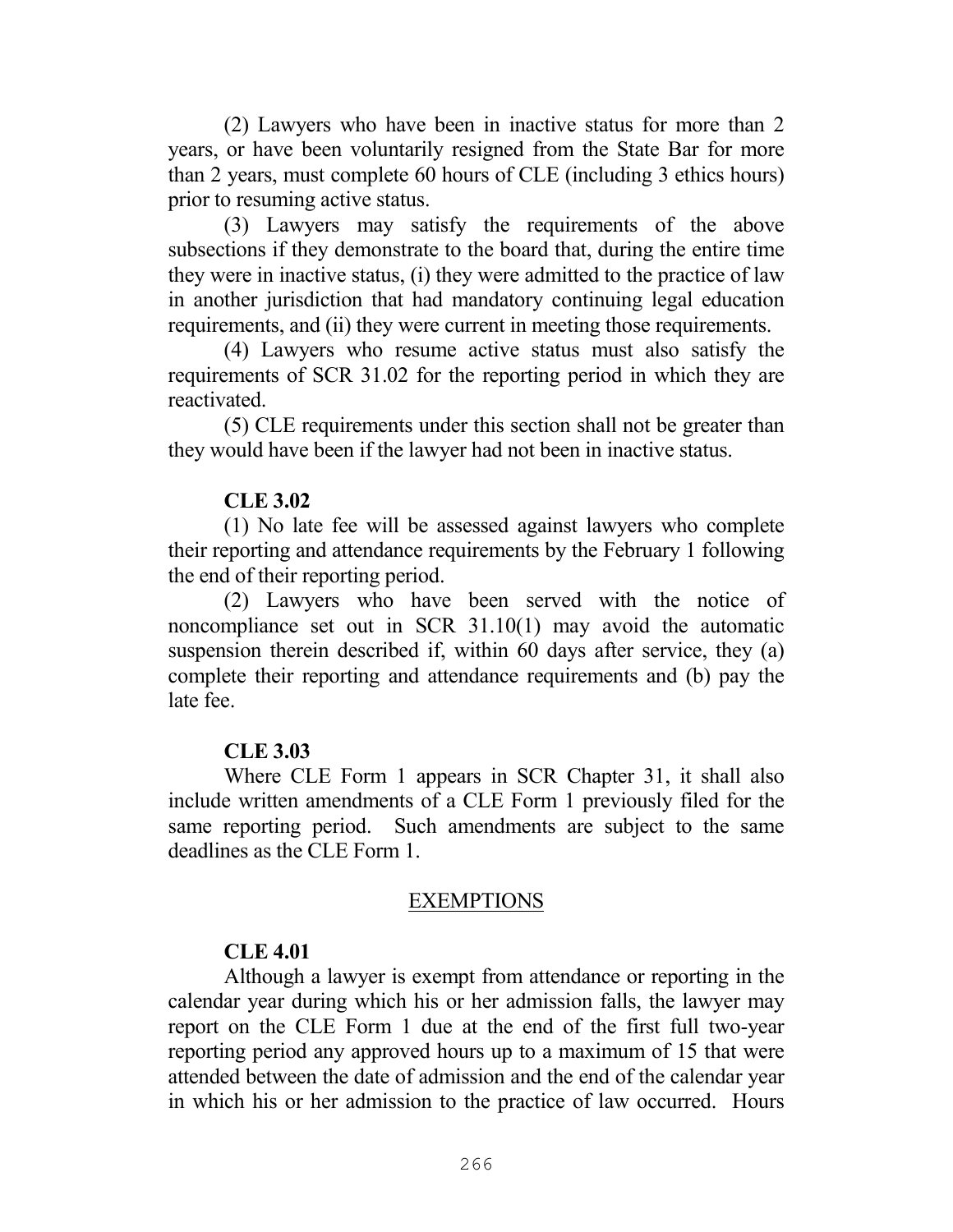(2) Lawyers who have been in inactive status for more than 2 years, or have been voluntarily resigned from the State Bar for more than 2 years, must complete 60 hours of CLE (including 3 ethics hours) prior to resuming active status.

(3) Lawyers may satisfy the requirements of the above subsections if they demonstrate to the board that, during the entire time they were in inactive status, (i) they were admitted to the practice of law in another jurisdiction that had mandatory continuing legal education requirements, and (ii) they were current in meeting those requirements.

(4) Lawyers who resume active status must also satisfy the requirements of SCR 31.02 for the reporting period in which they are reactivated.

(5) CLE requirements under this section shall not be greater than they would have been if the lawyer had not been in inactive status.

**CLE 3.02**

(1) No late fee will be assessed against lawyers who complete their reporting and attendance requirements by the February 1 following the end of their reporting period.

(2) Lawyers who have been served with the notice of noncompliance set out in SCR 31.10(1) may avoid the automatic suspension therein described if, within 60 days after service, they (a) complete their reporting and attendance requirements and (b) pay the late fee.

**CLE 3.03**

Where CLE Form 1 appears in SCR Chapter 31, it shall also include written amendments of a CLE Form 1 previously filed for the same reporting period. Such amendments are subject to the same deadlines as the CLE Form 1.

## EXEMPTIONS

**CLE 4.01**

Although a lawyer is exempt from attendance or reporting in the calendar year during which his or her admission falls, the lawyer may report on the CLE Form 1 due at the end of the first full two-year reporting period any approved hours up to a maximum of 15 that were attended between the date of admission and the end of the calendar year in which his or her admission to the practice of law occurred. Hours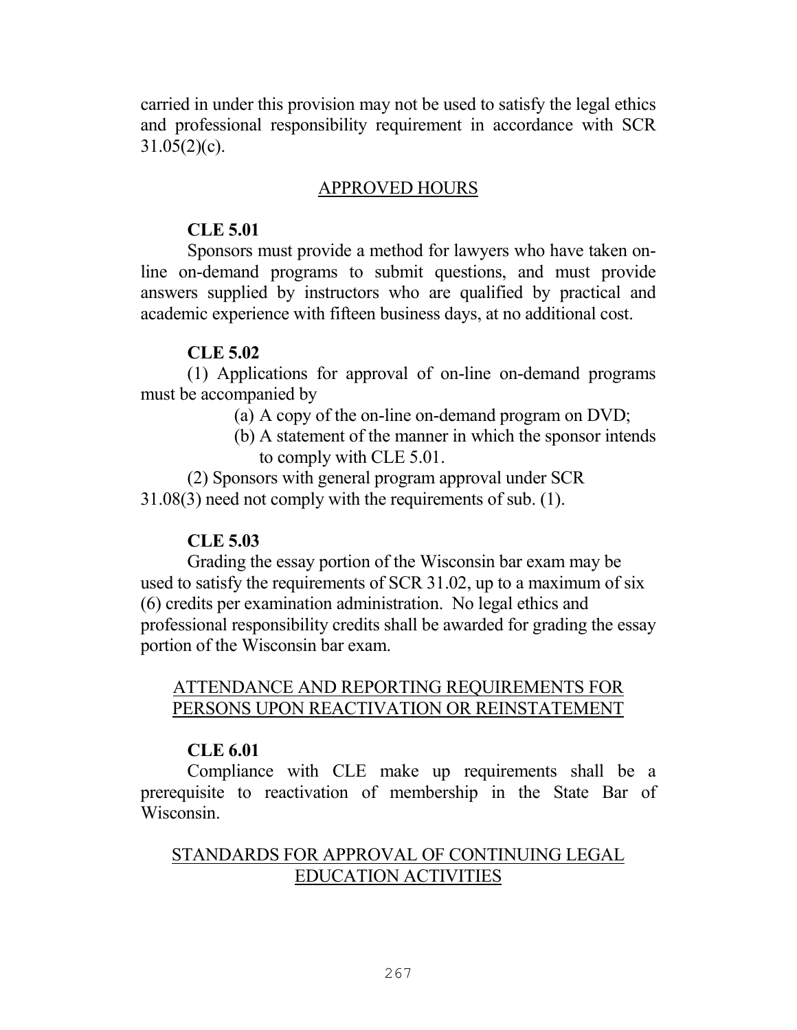carried in under this provision may not be used to satisfy the legal ethics and professional responsibility requirement in accordance with SCR 31.05(2)(c).

## APPROVED HOURS

**CLE 5.01**

Sponsors must provide a method for lawyers who have taken on-line on-demand programs to submit questions, and must provide answers supplied by instructors who are qualified by practical and academic experience with fifteen business days, at no additional cost.

**CLE 5.02**

(1) Applications for approval of on-line on-demand programs must be accompanied by

(a) A copy of the on-line on-demand program on DVD;

(b) A statement of the manner in which the sponsor intends to comply with CLE 5.01.

(2) Sponsors with general program approval under SCR 31.08(3) need not comply with the requirements of sub. (1).

**CLE 5.03**

Grading the essay portion of the Wisconsin bar exam may be used to satisfy the requirements of SCR 31.02, up to a maximum of six (6) credits per examination administration. No legal ethics and professional responsibility credits shall be awarded for grading the essay portion of the Wisconsin bar exam.

## ATTENDANCE AND REPORTING REQUIREMENTS FOR PERSONS UPON REACTIVATION OR REINSTATEMENT

**CLE 6.01**

Compliance with CLE make up requirements shall be a prerequisite to reactivation of membership in the State Bar of Wisconsin.

## STANDARDS FOR APPROVAL OF CONTINUING LEGAL EDUCATION ACTIVITIES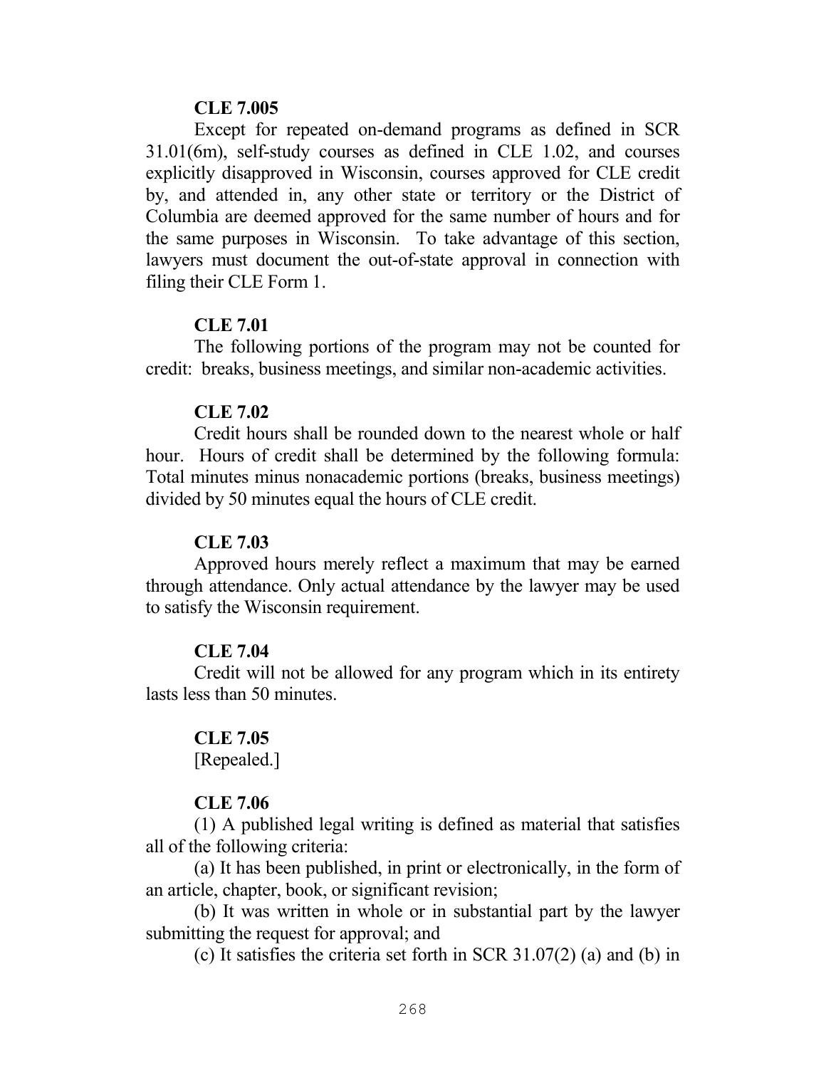**CLE 7.005**

Except for repeated on-demand programs as defined in SCR 31.01(6m), self-study courses as defined in CLE 1.02, and courses explicitly disapproved in Wisconsin, courses approved for CLE credit by, and attended in, any other state or territory or the District of Columbia are deemed approved for the same number of hours and for the same purposes in Wisconsin. To take advantage of this section, lawyers must document the out-of-state approval in connection with filing their CLE Form 1.

**CLE 7.01**

The following portions of the program may not be counted for credit: breaks, business meetings, and similar non-academic activities.

**CLE 7.02**

Credit hours shall be rounded down to the nearest whole or half hour. Hours of credit shall be determined by the following formula: Total minutes minus nonacademic portions (breaks, business meetings) divided by 50 minutes equal the hours of CLE credit.

**CLE 7.03**

Approved hours merely reflect a maximum that may be earned through attendance. Only actual attendance by the lawyer may be used to satisfy the Wisconsin requirement.

**CLE 7.04**

Credit will not be allowed for any program which in its entirety lasts less than 50 minutes.

**CLE 7.05**

[Repealed.]

**CLE 7.06**

(1) A published legal writing is defined as material that satisfies all of the following criteria:

(a) It has been published, in print or electronically, in the form of an article, chapter, book, or significant revision;

(b) It was written in whole or in substantial part by the lawyer submitting the request for approval; and

(c) It satisfies the criteria set forth in SCR 31.07(2) (a) and (b) in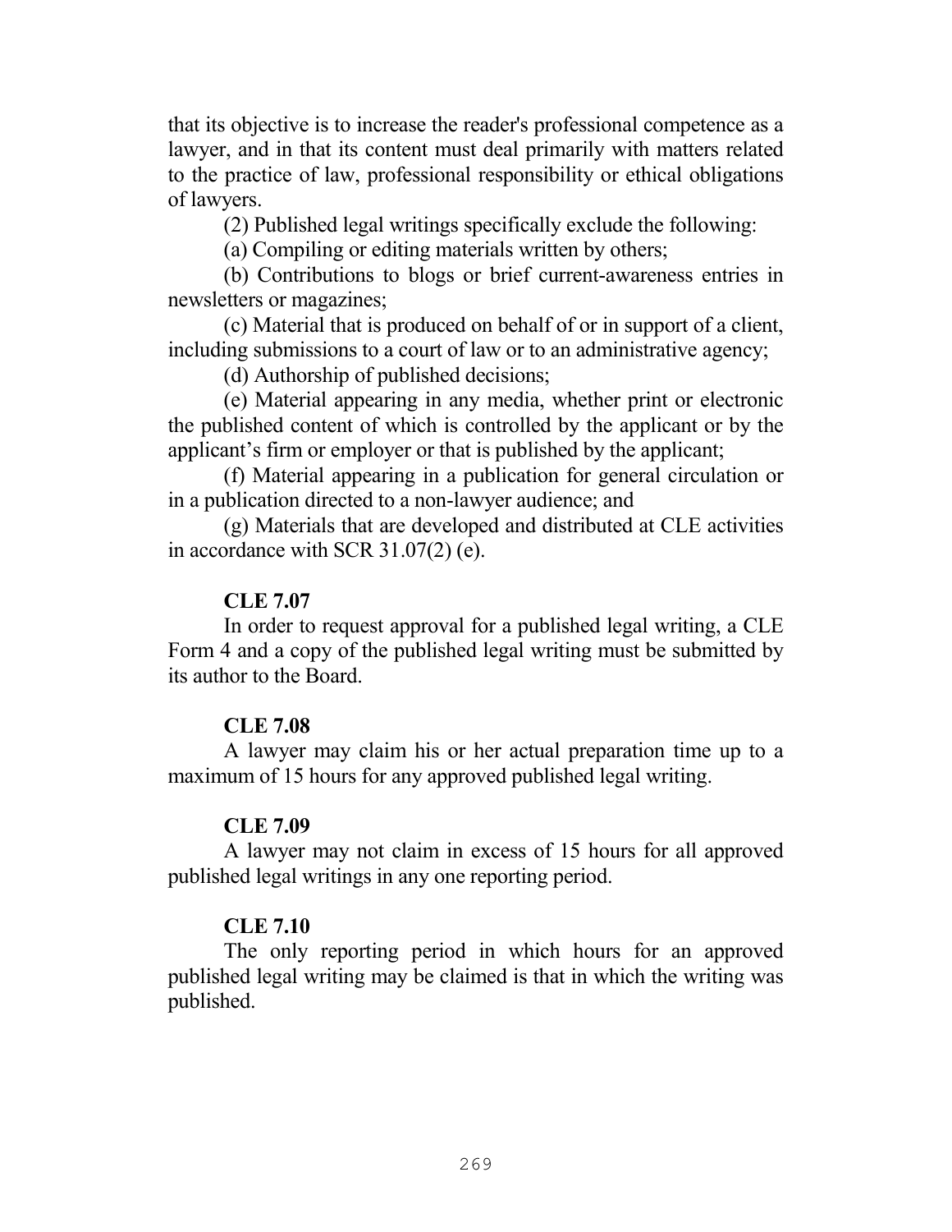that its objective is to increase the reader's professional competence as a lawyer, and in that its content must deal primarily with matters related to the practice of law, professional responsibility or ethical obligations of lawyers.

(2) Published legal writings specifically exclude the following:

(a) Compiling or editing materials written by others;

(b) Contributions to blogs or brief current-awareness entries in newsletters or magazines;

(c) Material that is produced on behalf of or in support of a client, including submissions to a court of law or to an administrative agency;

(d) Authorship of published decisions;

(e) Material appearing in any media, whether print or electronic the published content of which is controlled by the applicant or by the applicant's firm or employer or that is published by the applicant;

(f) Material appearing in a publication for general circulation or in a publication directed to a non-lawyer audience; and

(g) Materials that are developed and distributed at CLE activities in accordance with SCR 31.07(2) (e).

**CLE 7.07**

In order to request approval for a published legal writing, a CLE Form 4 and a copy of the published legal writing must be submitted by its author to the Board.

**CLE 7.08**

A lawyer may claim his or her actual preparation time up to a maximum of 15 hours for any approved published legal writing.

**CLE 7.09**

A lawyer may not claim in excess of 15 hours for all approved published legal writings in any one reporting period.

**CLE 7.10**

The only reporting period in which hours for an approved published legal writing may be claimed is that in which the writing was published.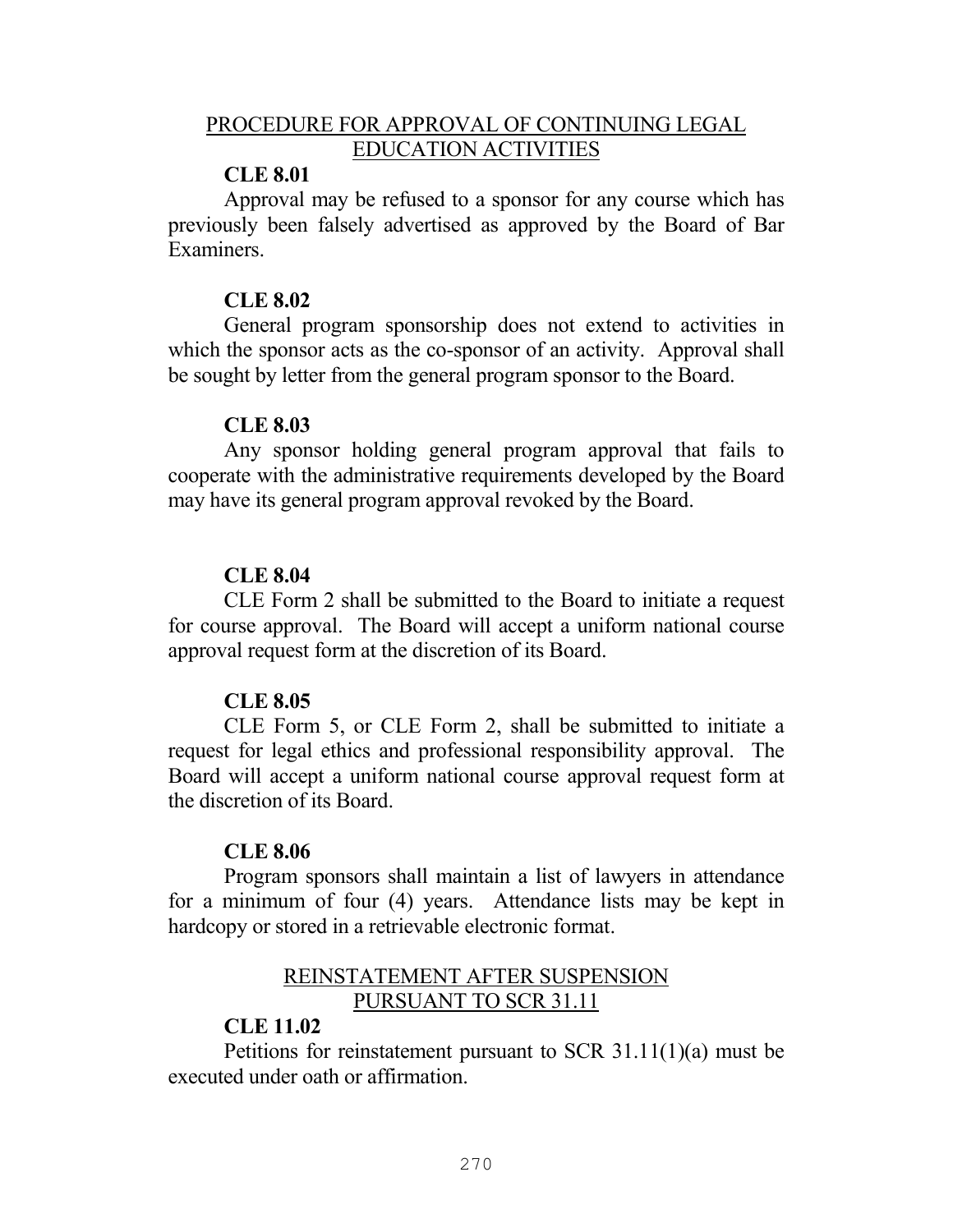## PROCEDURE FOR APPROVAL OF CONTINUING LEGAL EDUCATION ACTIVITIES

### CLE 8.01

Approval may be refused to a sponsor for any course which has previously been falsely advertised as approved by the Board of Bar Examiners.

### CLE 8.02

General program sponsorship does not extend to activities in which the sponsor acts as the co-sponsor of an activity. Approval shall be sought by letter from the general program sponsor to the Board.

### CLE 8.03

Any sponsor holding general program approval that fails to cooperate with the administrative requirements developed by the Board may have its general program approval revoked by the Board.

### CLE 8.04

CLE Form 2 shall be submitted to the Board to initiate a request for course approval. The Board will accept a uniform national course approval request form at the discretion of its Board.

### CLE 8.05

CLE Form 5, or CLE Form 2, shall be submitted to initiate a request for legal ethics and professional responsibility approval. The Board will accept a uniform national course approval request form at the discretion of its Board.

### CLE 8.06

Program sponsors shall maintain a list of lawyers in attendance for a minimum of four (4) years. Attendance lists may be kept in hardcopy or stored in a retrievable electronic format.

## REINSTATEMENT AFTER SUSPENSION PURSUANT TO SCR 31.11

### CLE 11.02

Petitions for reinstatement pursuant to SCR 31.11(1)(a) must be executed under oath or affirmation.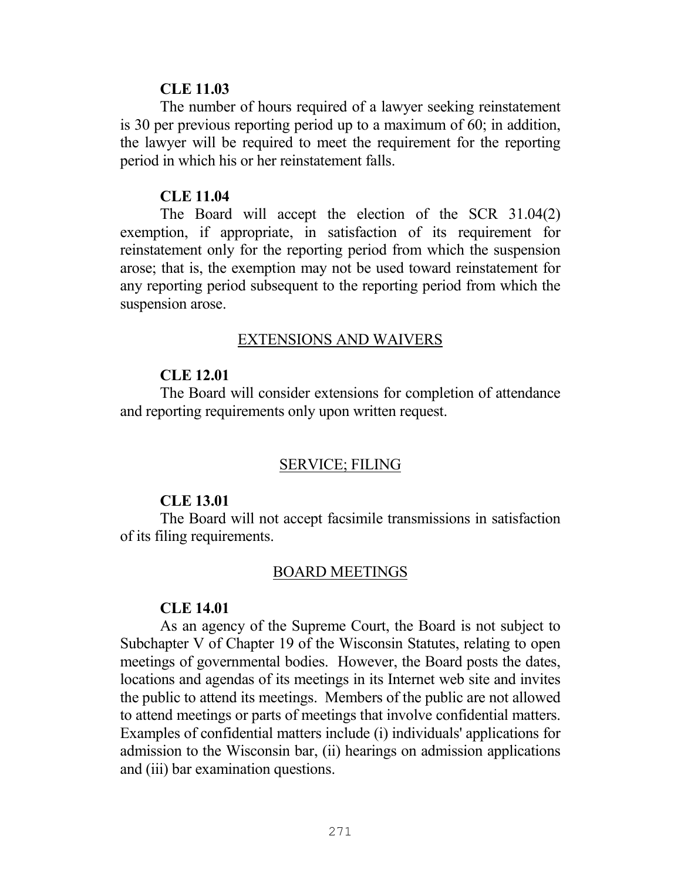**CLE 11.03**

The number of hours required of a lawyer seeking reinstatement is 30 per previous reporting period up to a maximum of 60; in addition, the lawyer will be required to meet the requirement for the reporting period in which his or her reinstatement falls.

**CLE 11.04**

The Board will accept the election of the SCR 31.04(2) exemption, if appropriate, in satisfaction of its requirement for reinstatement only for the reporting period from which the suspension arose; that is, the exemption may not be used toward reinstatement for any reporting period subsequent to the reporting period from which the suspension arose.

## EXTENSIONS AND WAIVERS

**CLE 12.01**

The Board will consider extensions for completion of attendance and reporting requirements only upon written request.

## SERVICE; FILING

**CLE 13.01**

The Board will not accept facsimile transmissions in satisfaction of its filing requirements.

## BOARD MEETINGS

**CLE 14.01**

As an agency of the Supreme Court, the Board is not subject to Subchapter V of Chapter 19 of the Wisconsin Statutes, relating to open meetings of governmental bodies. However, the Board posts the dates, locations and agendas of its meetings in its Internet web site and invites the public to attend its meetings. Members of the public are not allowed to attend meetings or parts of meetings that involve confidential matters. Examples of confidential matters include (i) individuals' applications for admission to the Wisconsin bar, (ii) hearings on admission applications and (iii) bar examination questions.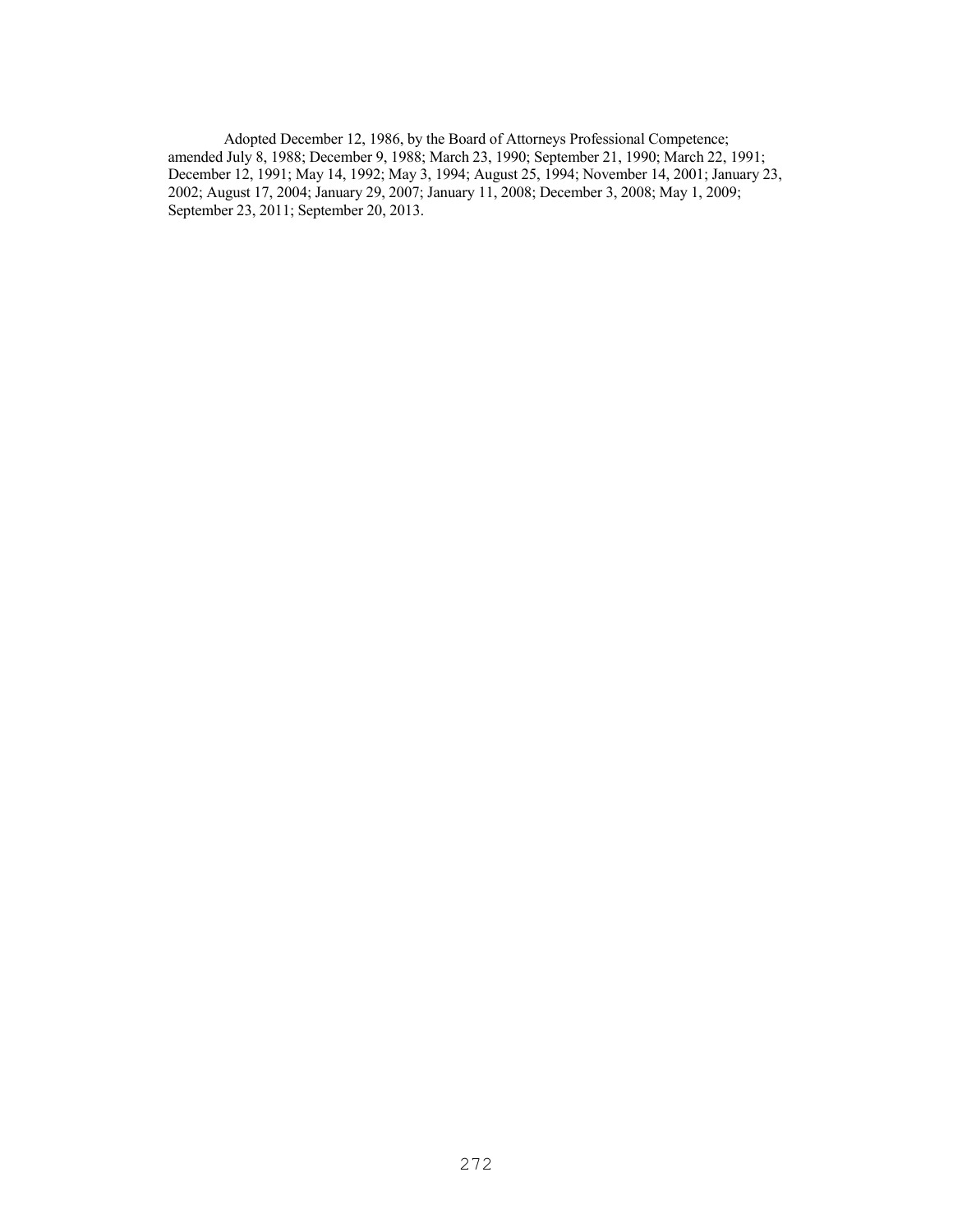Adopted December 12, 1986, by the Board of Attorneys Professional Competence; amended July 8, 1988; December 9, 1988; March 23, 1990; September 21, 1990; March 22, 1991; December 12, 1991; May 14, 1992; May 3, 1994; August 25, 1994; November 14, 2001; January 23, 2002; August 17, 2004; January 29, 2007; January 11, 2008; December 3, 2008; May 1, 2009; September 23, 2011; September 20, 2013.